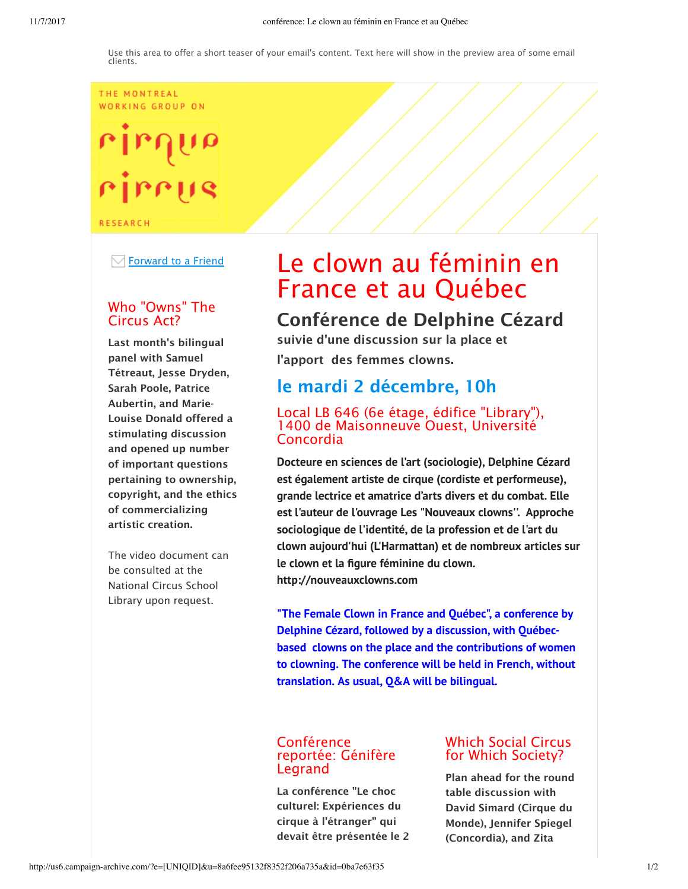Use this area to offer a short teaser of your email's content. Text here will show in the preview area of some email clients.

THE MONTREAL WORKING GROUP ON

cirque circus

RESEARCH

Forward to a Friend

# Le clown au féminin en France et au Québec

## Conférence de Delphine Cézard

**suivie d'une discussion sur la place et l'apport des femmes clowns.**

## le mardi 2 décembre, 10h

### Local LB 646 (6e étage, édifice "Library"), 1400 de Maisonneuve Ouest, Université Concordia

**Docteure en sciences de l'art (sociologie), Delphine Cézard est également artiste de cirque (cordiste et performeuse), grande lectrice et amatrice d'arts divers et du combat. Elle est l'auteur de l'ouvrage Les "Nouveaux clowns". Approche sociologique de l'identité, de la profession et de l'art du clown aujourd'hui (L'Harmattan) et de nombreux articles sur le clown et la figure féminine du clown. http://nouveauxclowns.com**

**"The Female Clown in France and Québec", a conference by Delphine Cézard, followed by a discussion, with Québec-based clowns on the place and the contributions of women to clowning. The conference will be held in French, without translation. As usual, Q&A will be bilingual.**

### Who "Owns" The Circus Act?

**Last month's bilingual panel with Samuel Tétreaut, Jesse Dryden, Sarah Poole, Patrice Aubertin, and Marie-Louise Donald offered a stimulating discussion and opened up number of important questions pertaining to ownership, copyright, and the ethics of commercializing artistic creation.**

The video document can be consulted at the National Circus School Library upon request.

### Conférence reportée: Génifère Legrand

**La conférence "Le choc culturel: Expériences du cirque à l'étranger" qui devait être présentée le 2**

### Which Social Circus for Which Society?

**Plan ahead for the round table discussion with David Simard (Cirque du Monde), Jennifer Spiegel (Concordia), and Zita**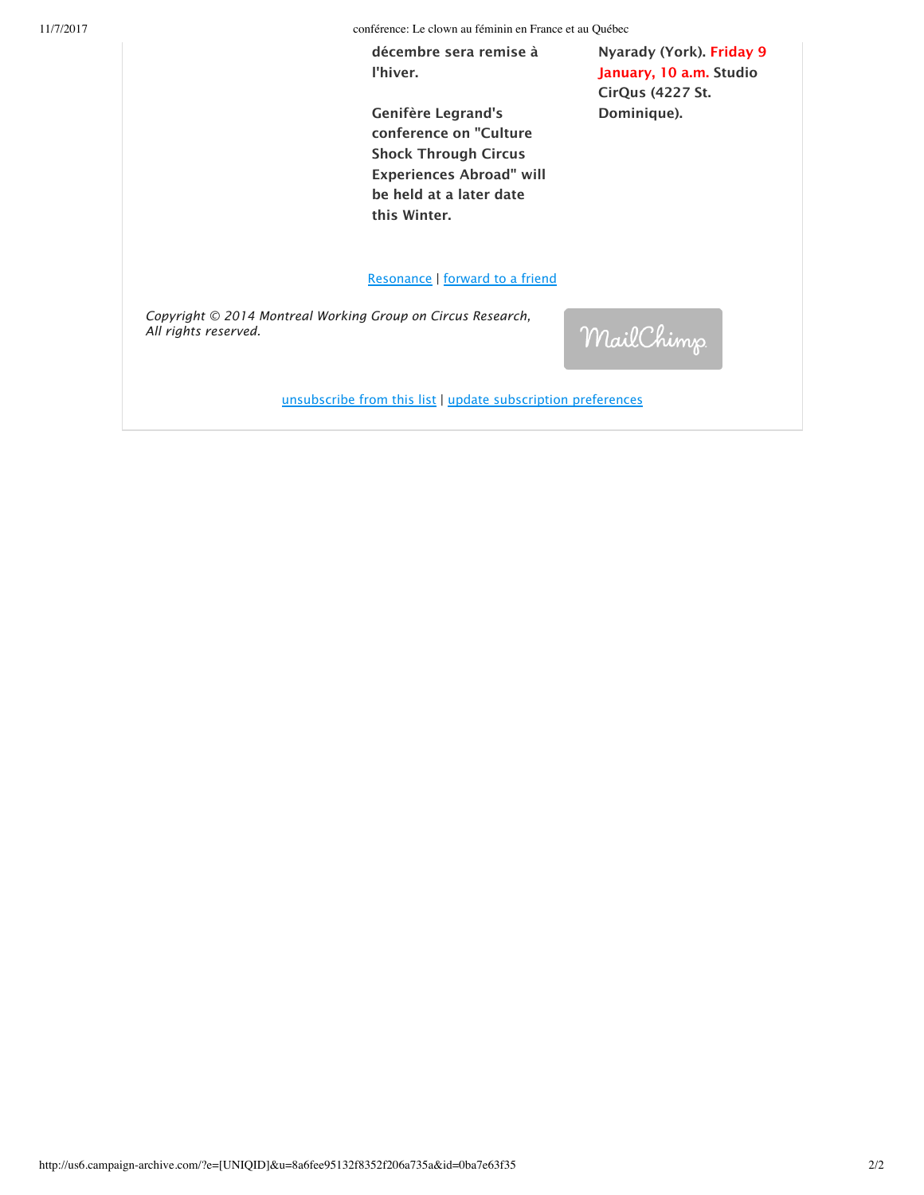**décembre sera remise à l'hiver.**

**Genifère Legrand's conference on "Culture Shock Through Circus Experiences Abroad" will be held at a later date this Winter.**

**Nyarady (York). Friday 9 January, 10 a.m. Studio CirQus (4227 St. Dominique).**

[Resonance](#) | [forward to a friend](#)

*Copyright © 2014 Montreal Working Group on Circus Research, All rights reserved.*

MailChimp

[unsubscribe from this list](#) | [update subscription preferences](#)